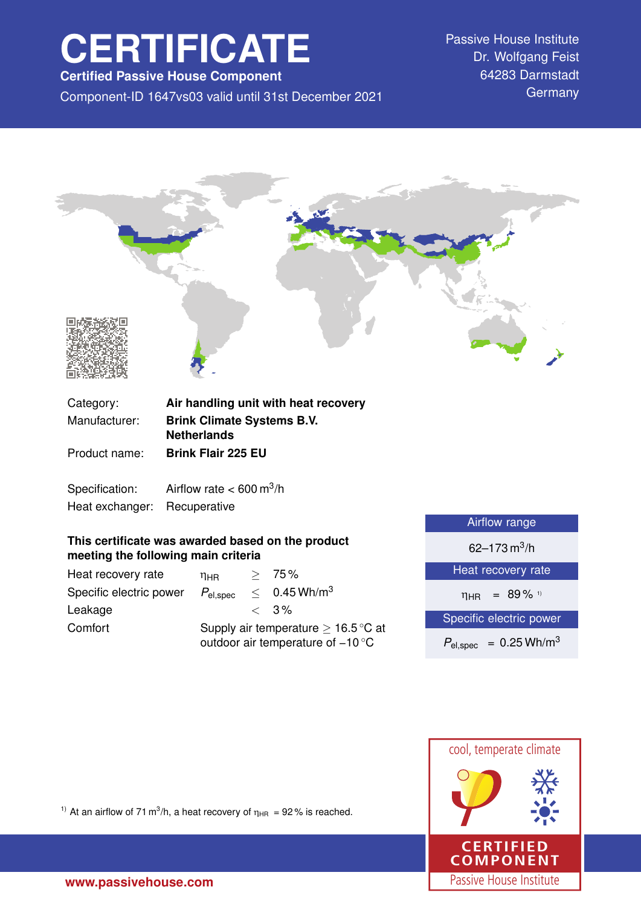# CERTIFICATE

**Certified Passive House Component**

Component-ID 1647vs03 valid until 31st December 2021

Passive House Institute
Dr. Wolfgang Feist
64283 Darmstadt
Germany

| | |
|---|---|
| Category: | **Air handling unit with heat recovery** |
| Manufacturer: | **Brink Climate Systems B.V. Netherlands** |
| Product name: | **Brink Flair 225 EU** |

| | |
|---|---|
| Specification: | Airflow rate < 600 $m^3/h$ |
| Heat exchanger: | Recuperative |

**This certificate was awarded based on the product meeting the following main criteria**

| | | | |
|---|---|---|---|
| Heat recovery rate | $\eta_{HR}$ | $\geq$ | 75 % |
| Specific electric power | $P_{el,spec}$ | $\leq$ | 0.45 $Wh/m^3$ |
| Leakage | | $<$ | 3 % |
| Comfort | Supply air temperature $\geq$ 16.5 °C at outdoor air temperature of –10 °C | | |

| Airflow range |
|---|
| 62–173 $m^3/h$ |
| **Heat recovery rate** |
| $\eta_{HR}$ = 89 % [1] |
| **Specific electric power** |
| $P_{el,spec}$ = 0.25 $Wh/m^3$ |

[1] At an airflow of 71 $m^3/h$, a heat recovery of $\eta_{HR}$ = 92 % is reached.

cool, temperate climate

CERTIFIED COMPONENT

Passive House Institute

www.passivehouse.com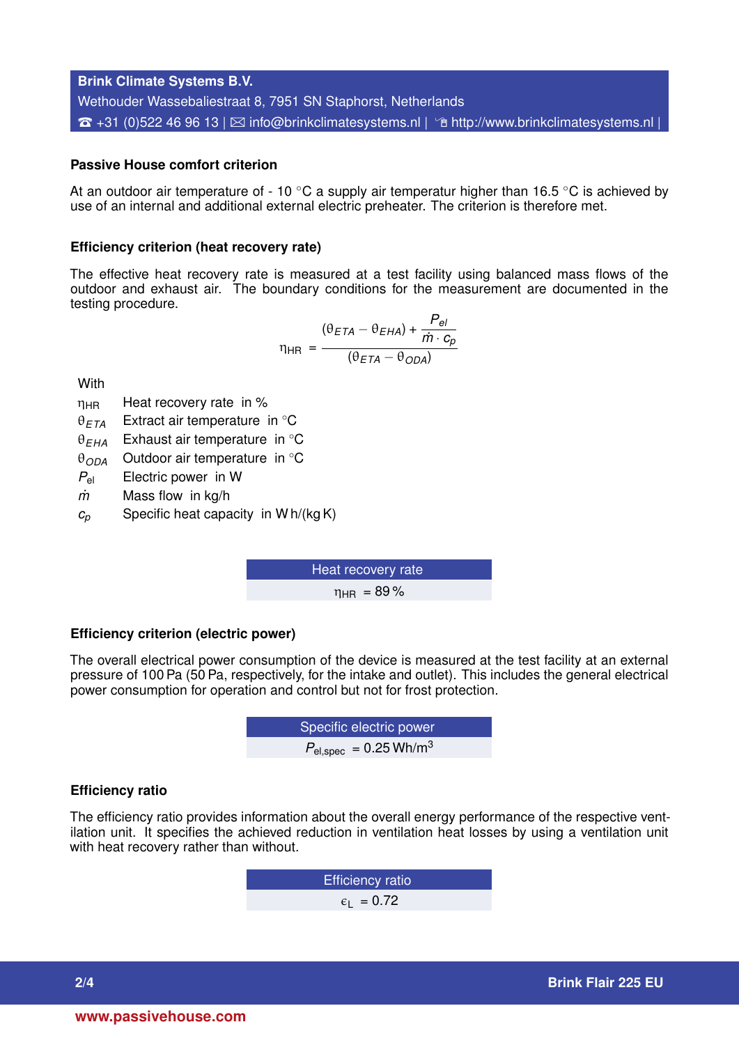**Brink Climate Systems B.V.**
Wethouder Wassebaliestraat 8, 7951 SN Staphorst, Netherlands
☎ +31 (0)522 46 96 13 | ✉ info@brinkclimatesystems.nl | http://www.brinkclimatesystems.nl |

### Passive House comfort criterion

At an outdoor air temperature of - 10 °C a supply air temperatur higher than 16.5 °C is achieved by use of an internal and additional external electric preheater. The criterion is therefore met.

### Efficiency criterion (heat recovery rate)

The effective heat recovery rate is measured at a test facility using balanced mass flows of the outdoor and exhaust air. The boundary conditions for the measurement are documented in the testing procedure.

$$\eta_{HR} = \frac{(\theta_{ETA} - \theta_{EHA}) + \frac{P_{el}}{\dot{m} \cdot c_p}}{(\theta_{ETA} - \theta_{ODA})}$$

With

- $\eta_{HR}$ Heat recovery rate in %
- $\theta_{ETA}$ Extract air temperature in °C
- $\theta_{EHA}$ Exhaust air temperature in °C
- $\theta_{ODA}$ Outdoor air temperature in °C
- $P_{el}$ Electric power in W
- $\dot{m}$ Mass flow in kg/h
- $c_p$ Specific heat capacity in W h/(kg K)

| Heat recovery rate |
| --- |
| $\eta_{HR}$ = 89 % |

### Efficiency criterion (electric power)

The overall electrical power consumption of the device is measured at the test facility at an external pressure of 100 Pa (50 Pa, respectively, for the intake and outlet). This includes the general electrical power consumption for operation and control but not for frost protection.

| Specific electric power |
| --- |
| $P_{el,spec}$ = 0.25 Wh/m$^3$ |

### Efficiency ratio

The efficiency ratio provides information about the overall energy performance of the respective ventilation unit. It specifies the achieved reduction in ventilation heat losses by using a ventilation unit with heat recovery rather than without.

| Efficiency ratio |
| --- |
| $\epsilon_L$ = 0.72 |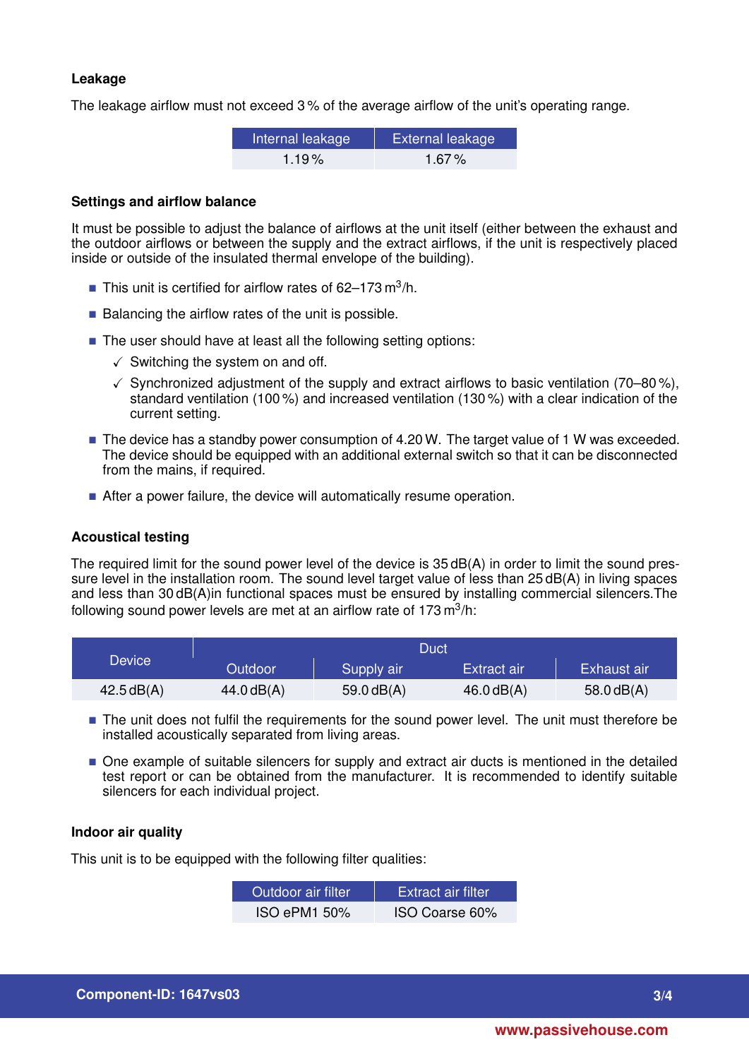### Leakage

The leakage airflow must not exceed 3 % of the average airflow of the unit's operating range.

| Internal leakage | External leakage |
|---|---|
| 1.19 % | 1.67 % |

### Settings and airflow balance

It must be possible to adjust the balance of airflows at the unit itself (either between the exhaust and the outdoor airflows or between the supply and the extract airflows, if the unit is respectively placed inside or outside of the insulated thermal envelope of the building).

- This unit is certified for airflow rates of 62–173 $m^3/h$.
- Balancing the airflow rates of the unit is possible.
- The user should have at least all the following setting options:
  - ✓ Switching the system on and off.
  - ✓ Synchronized adjustment of the supply and extract airflows to basic ventilation (70–80 %), standard ventilation (100 %) and increased ventilation (130 %) with a clear indication of the current setting.
- The device has a standby power consumption of 4.20 W. The target value of 1 W was exceeded. The device should be equipped with an additional external switch so that it can be disconnected from the mains, if required.
- After a power failure, the device will automatically resume operation.

### Acoustical testing

The required limit for the sound power level of the device is 35 dB(A) in order to limit the sound pressure level in the installation room. The sound level target value of less than 25 dB(A) in living spaces and less than 30 dB(A)in functional spaces must be ensured by installing commercial silencers.The following sound power levels are met at an airflow rate of 173 $m^3/h$:

| Device | Duct | | | |
|---|---|---|---|---|
| | Outdoor | Supply air | Extract air | Exhaust air |
| 42.5 dB(A) | 44.0 dB(A) | 59.0 dB(A) | 46.0 dB(A) | 58.0 dB(A) |

- The unit does not fulfil the requirements for the sound power level. The unit must therefore be installed acoustically separated from living areas.
- One example of suitable silencers for supply and extract air ducts is mentioned in the detailed test report or can be obtained from the manufacturer. It is recommended to identify suitable silencers for each individual project.

### Indoor air quality

This unit is to be equipped with the following filter qualities:

| Outdoor air filter | Extract air filter |
|---|---|
| ISO ePM1 50% | ISO Coarse 60% |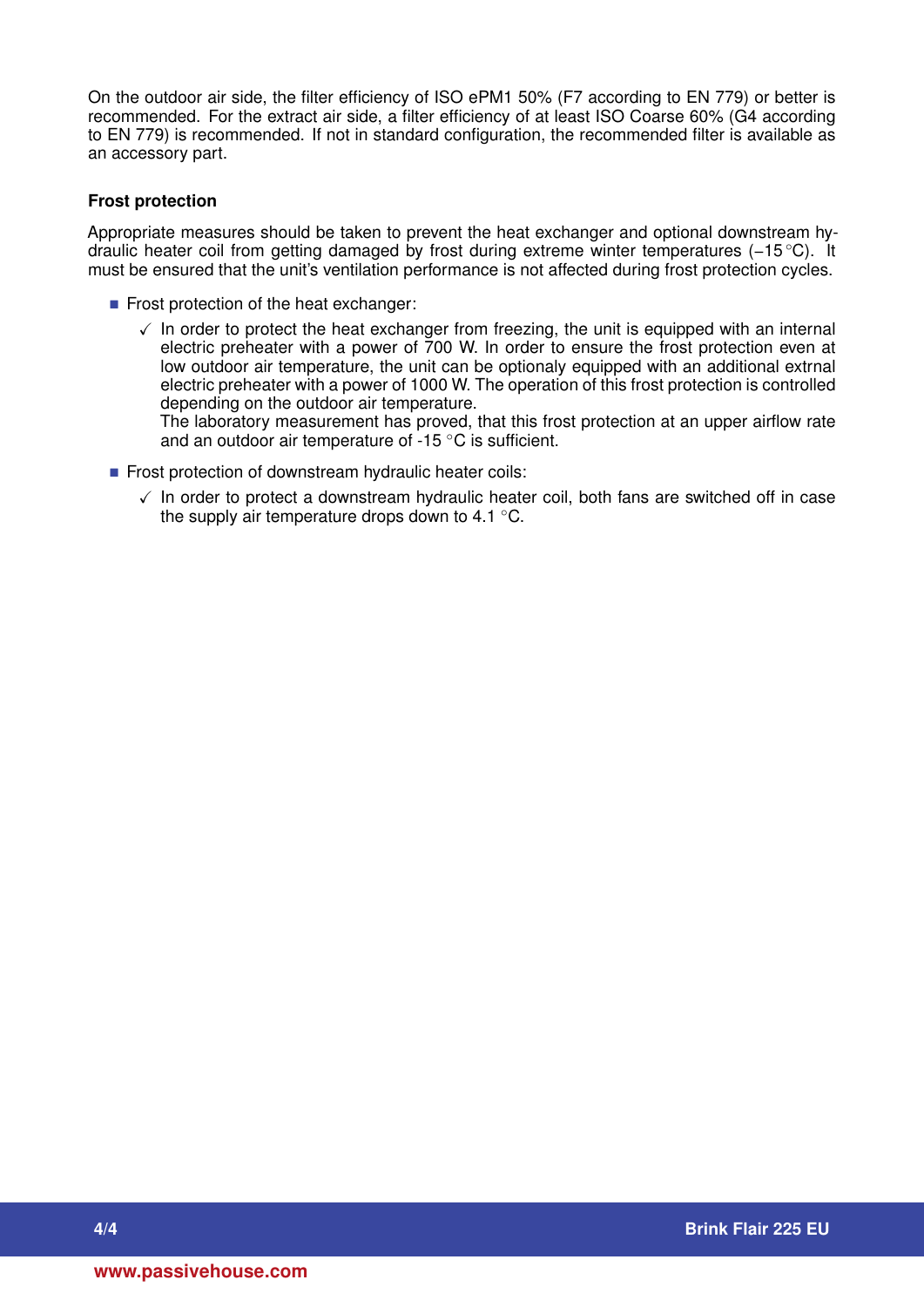On the outdoor air side, the filter efficiency of ISO ePM1 50% (F7 according to EN 779) or better is recommended. For the extract air side, a filter efficiency of at least ISO Coarse 60% (G4 according to EN 779) is recommended. If not in standard configuration, the recommended filter is available as an accessory part.

**Frost protection**

Appropriate measures should be taken to prevent the heat exchanger and optional downstream hydraulic heater coil from getting damaged by frost during extreme winter temperatures (−15 °C). It must be ensured that the unit's ventilation performance is not affected during frost protection cycles.

- Frost protection of the heat exchanger:
  - ✓ In order to protect the heat exchanger from freezing, the unit is equipped with an internal electric preheater with a power of 700 W. In order to ensure the frost protection even at low outdoor air temperature, the unit can be optionaly equipped with an additional extrnal electric preheater with a power of 1000 W. The operation of this frost protection is controlled depending on the outdoor air temperature.
    The laboratory measurement has proved, that this frost protection at an upper airflow rate and an outdoor air temperature of -15 °C is sufficient.
- Frost protection of downstream hydraulic heater coils:
  - ✓ In order to protect a downstream hydraulic heater coil, both fans are switched off in case the supply air temperature drops down to 4.1 °C.